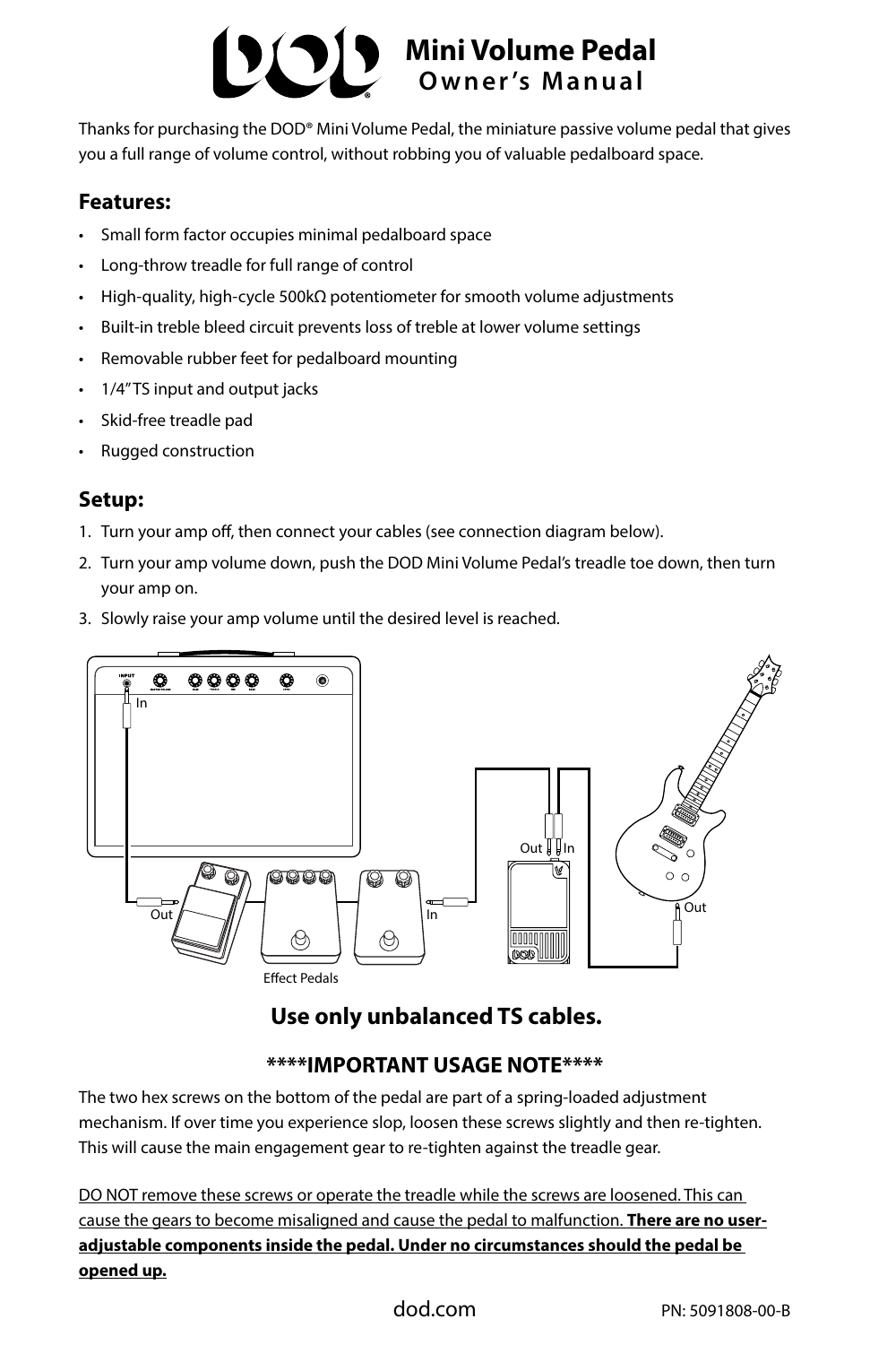# Mini Volume Pedal
## Owner's Manual

Thanks for purchasing the DOD® Mini Volume Pedal, the miniature passive volume pedal that gives you a full range of volume control, without robbing you of valuable pedalboard space.

### Features:

- Small form factor occupies minimal pedalboard space
- Long-throw treadle for full range of control
- High-quality, high-cycle 500kΩ potentiometer for smooth volume adjustments
- Built-in treble bleed circuit prevents loss of treble at lower volume settings
- Removable rubber feet for pedalboard mounting
- 1/4" TS input and output jacks
- Skid-free treadle pad
- Rugged construction

### Setup:

1. Turn your amp off, then connect your cables (see connection diagram below).
2. Turn your amp volume down, push the DOD Mini Volume Pedal's treadle toe down, then turn your amp on.
3. Slowly raise your amp volume until the desired level is reached.

In

Out In

Out In

Out

Effect Pedals

### Use only unbalanced TS cables.

### ****IMPORTANT USAGE NOTE****

The two hex screws on the bottom of the pedal are part of a spring-loaded adjustment mechanism. If over time you experience slop, loosen these screws slightly and then re-tighten. This will cause the main engagement gear to re-tighten against the treadle gear.

DO NOT remove these screws or operate the treadle while the screws are loosened. This can cause the gears to become misaligned and cause the pedal to malfunction. **There are no user-adjustable components inside the pedal. Under no circumstances should the pedal be opened up.**

dod.com

PN: 5091808-00-B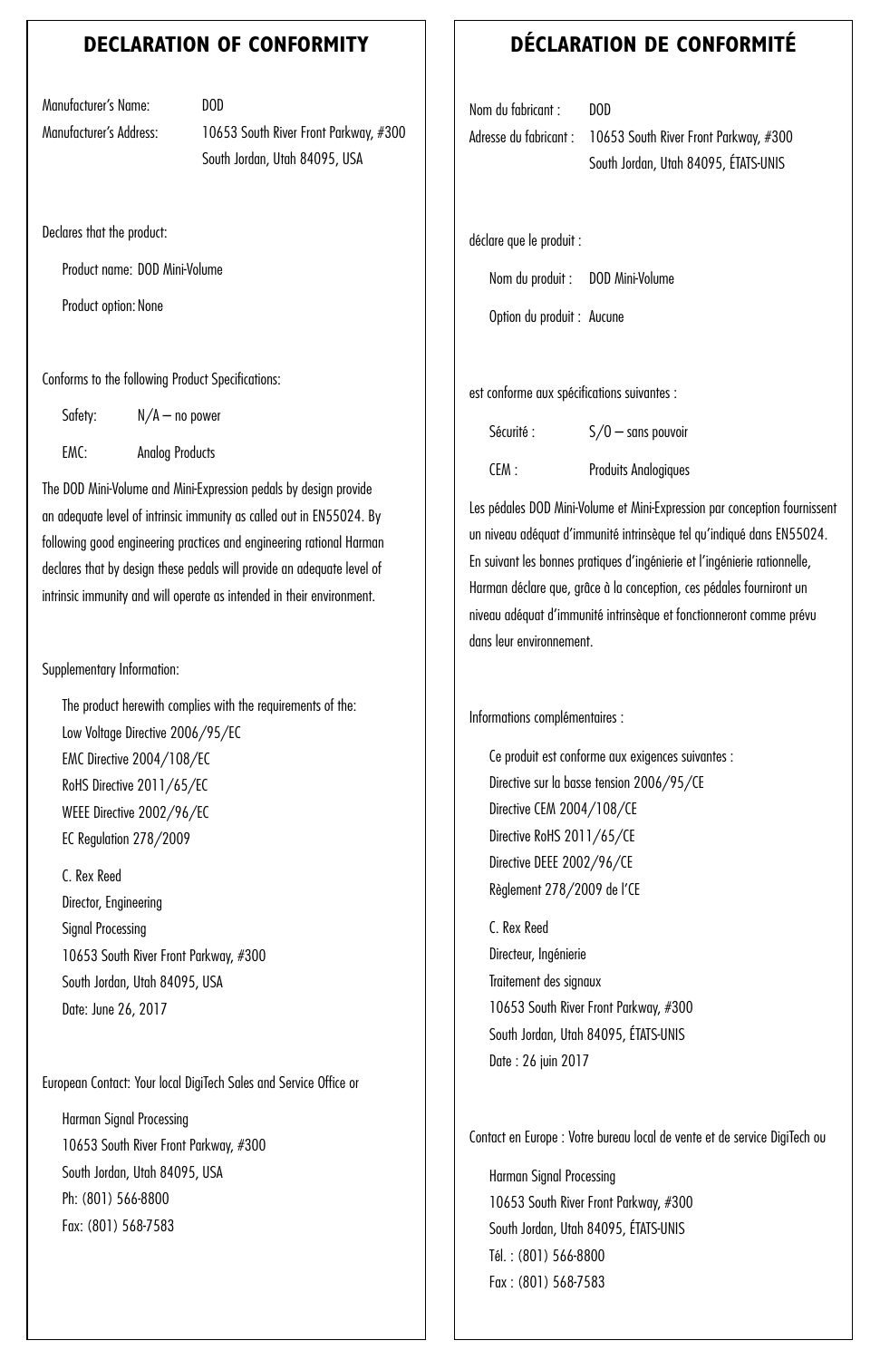## DECLARATION OF CONFORMITY

Manufacturer's Name: DOD

Manufacturer's Address: 10653 South River Front Parkway, #300
South Jordan, Utah 84095, USA

Declares that the product:

Product name: DOD Mini-Volume

Product option: None

Conforms to the following Product Specifications:

Safety: N/A – no power

EMC: Analog Products

The DOD Mini-Volume and Mini-Expression pedals by design provide an adequate level of intrinsic immunity as called out in EN55024. By following good engineering practices and engineering rational Harman declares that by design these pedals will provide an adequate level of intrinsic immunity and will operate as intended in their environment.

Supplementary Information:

The product herewith complies with the requirements of the:
Low Voltage Directive 2006/95/EC
EMC Directive 2004/108/EC
RoHS Directive 2011/65/EC
WEEE Directive 2002/96/EC
EC Regulation 278/2009

C. Rex Reed
Director, Engineering
Signal Processing
10653 South River Front Parkway, #300
South Jordan, Utah 84095, USA
Date: June 26, 2017

European Contact: Your local DigiTech Sales and Service Office or

Harman Signal Processing
10653 South River Front Parkway, #300
South Jordan, Utah 84095, USA
Ph: (801) 566-8800
Fax: (801) 568-7583

## DÉCLARATION DE CONFORMITÉ

Nom du fabricant : DOD

Adresse du fabricant : 10653 South River Front Parkway, #300
South Jordan, Utah 84095, ÉTATS-UNIS

déclare que le produit :

Nom du produit : DOD Mini-Volume

Option du produit : Aucune

est conforme aux spécifications suivantes :

Sécurité : S/O – sans pouvoir

CEM : Produits Analogiques

Les pédales DOD Mini-Volume et Mini-Expression par conception fournissent un niveau adéquat d'immunité intrinsèque tel qu'indiqué dans EN55024. En suivant les bonnes pratiques d'ingénierie et l'ingénierie rationnelle, Harman déclare que, grâce à la conception, ces pédales fourniront un niveau adéquat d'immunité intrinsèque et fonctionneront comme prévu dans leur environnement.

Informations complémentaires :

Ce produit est conforme aux exigences suivantes :
Directive sur la basse tension 2006/95/CE
Directive CEM 2004/108/CE
Directive RoHS 2011/65/CE
Directive DEEE 2002/96/CE
Règlement 278/2009 de l'CE

C. Rex Reed
Directeur, Ingénierie
Traitement des signaux
10653 South River Front Parkway, #300
South Jordan, Utah 84095, ÉTATS-UNIS
Date : 26 juin 2017

Contact en Europe : Votre bureau local de vente et de service DigiTech ou

Harman Signal Processing
10653 South River Front Parkway, #300
South Jordan, Utah 84095, ÉTATS-UNIS
Tél. : (801) 566-8800
Fax : (801) 568-7583